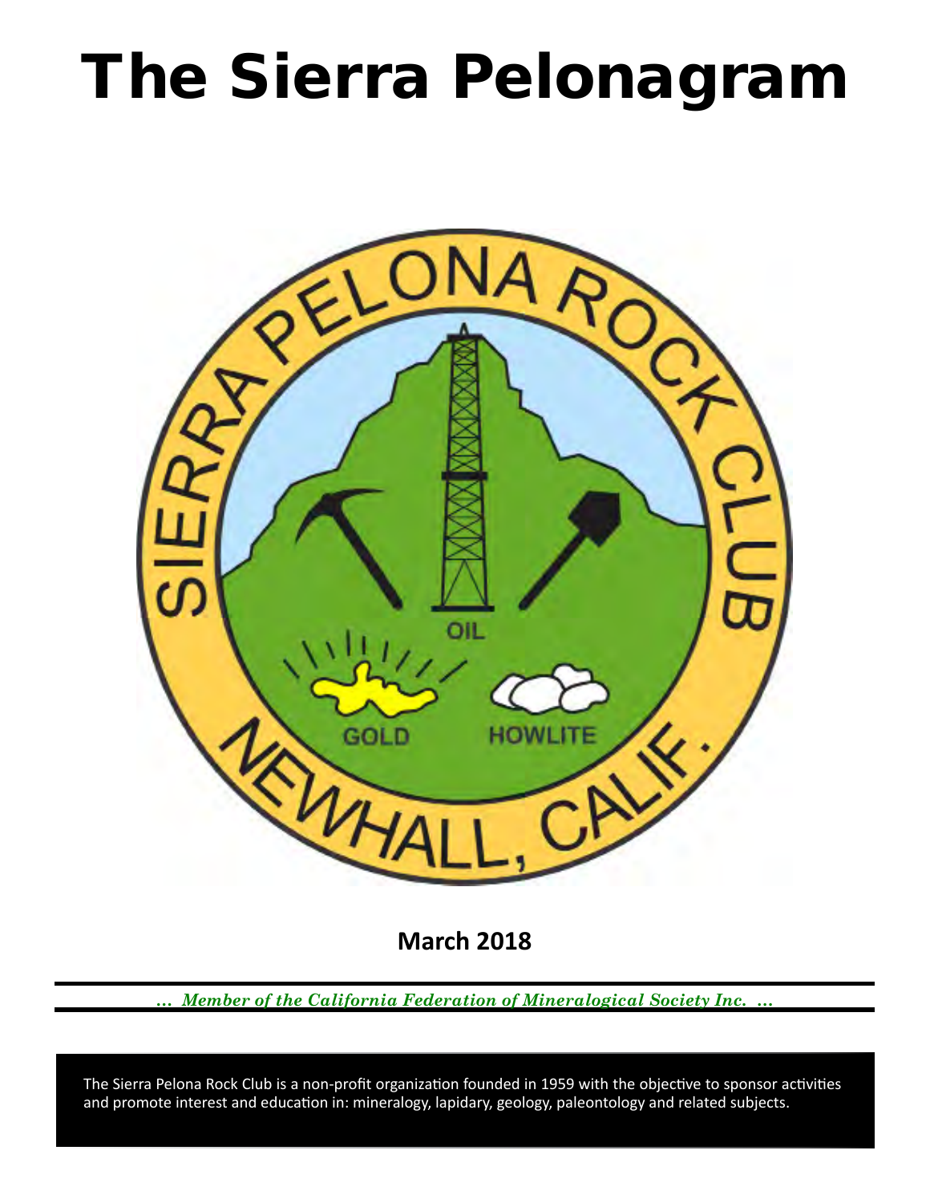# The Sierra Pelonagram

SIERRA PELONA ROCK CLUB

OIL

GOLD

HOWLITE

NEWHALL, CALIF.

**March 2018**

*... Member of the California Federation of Mineralogical Society Inc. ...*

The Sierra Pelona Rock Club is a non-profit organization founded in 1959 with the objective to sponsor activities and promote interest and education in: mineralogy, lapidary, geology, paleontology and related subjects.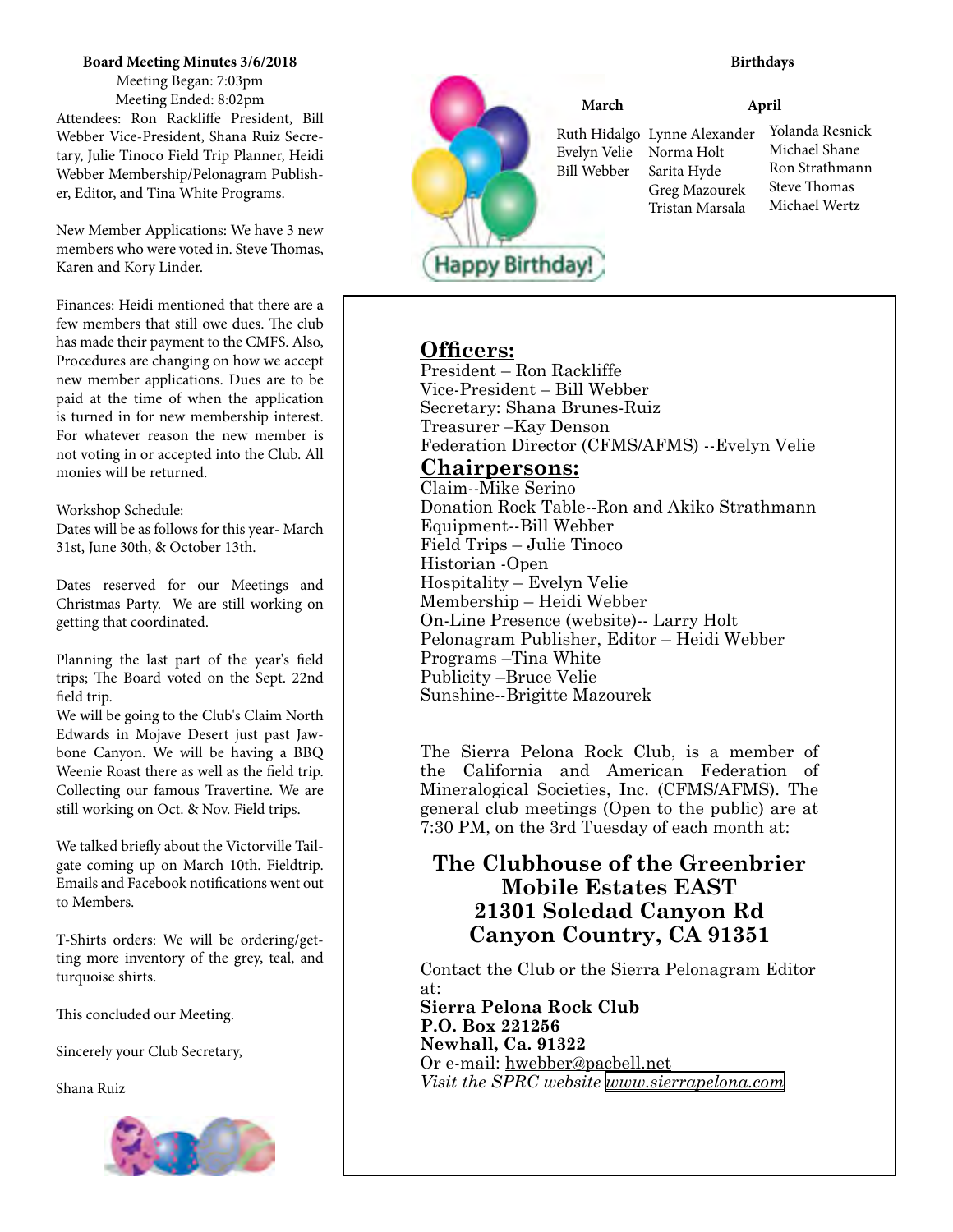## Board Meeting Minutes 3/6/2018

Meeting Began: 7:03pm
Meeting Ended: 8:02pm

Attendees: Ron Rackliffe President, Bill Webber Vice-President, Shana Ruiz Secretary, Julie Tinoco Field Trip Planner, Heidi Webber Membership/Pelonagram Publisher, Editor, and Tina White Programs.

New Member Applications: We have 3 new members who were voted in. Steve Thomas, Karen and Kory Linder.

Finances: Heidi mentioned that there are a few members that still owe dues. The club has made their payment to the CMFS. Also, Procedures are changing on how we accept new member applications. Dues are to be paid at the time of when the application is turned in for new membership interest. For whatever reason the new member is not voting in or accepted into the Club. All monies will be returned.

Workshop Schedule:
Dates will be as follows for this year- March 31st, June 30th, & October 13th.

Dates reserved for our Meetings and Christmas Party. We are still working on getting that coordinated.

Planning the last part of the year's field trips; The Board voted on the Sept. 22nd field trip.
We will be going to the Club's Claim North Edwards in Mojave Desert just past Jawbone Canyon. We will be having a BBQ Weenie Roast there as well as the field trip. Collecting our famous Travertine. We are still working on Oct. & Nov. Field trips.

We talked briefly about the Victorville Tailgate coming up on March 10th. Fieldtrip. Emails and Facebook notifications went out to Members.

T-Shirts orders: We will be ordering/getting more inventory of the grey, teal, and turquoise shirts.

This concluded our Meeting.

Sincerely your Club Secretary,

Shana Ruiz

## Birthdays

Happy Birthday!

**March**

Ruth Hidalgo
Evelyn Velie
Bill Webber
Lynne Alexander
Norma Holt
Sarita Hyde
Greg Mazourek
Tristan Marsala

**April**

Yolanda Resnick
Michael Shane
Ron Strathmann
Steve Thomas
Michael Wertz

## Officers:

President – Ron Rackliffe
Vice-President – Bill Webber
Secretary: Shana Brunes-Ruiz
Treasurer –Kay Denson
Federation Director (CFMS/AFMS) --Evelyn Velie

## Chairpersons:

Claim--Mike Serino
Donation Rock Table--Ron and Akiko Strathmann
Equipment--Bill Webber
Field Trips – Julie Tinoco
Historian -Open
Hospitality – Evelyn Velie
Membership – Heidi Webber
On-Line Presence (website)-- Larry Holt
Pelonagram Publisher, Editor – Heidi Webber
Programs –Tina White
Publicity –Bruce Velie
Sunshine--Brigitte Mazourek

The Sierra Pelona Rock Club, is a member of the California and American Federation of Mineralogical Societies, Inc. (CFMS/AFMS). The general club meetings (Open to the public) are at 7:30 PM, on the 3rd Tuesday of each month at:

**The Clubhouse of the Greenbrier Mobile Estates EAST**
**21301 Soledad Canyon Rd**
**Canyon Country, CA 91351**

Contact the Club or the Sierra Pelonagram Editor at:
**Sierra Pelona Rock Club**
**P.O. Box 221256**
**Newhall, Ca. 91322**
Or e-mail: hwebber@pacbell.net
*Visit the SPRC website www.sierrapelona.com*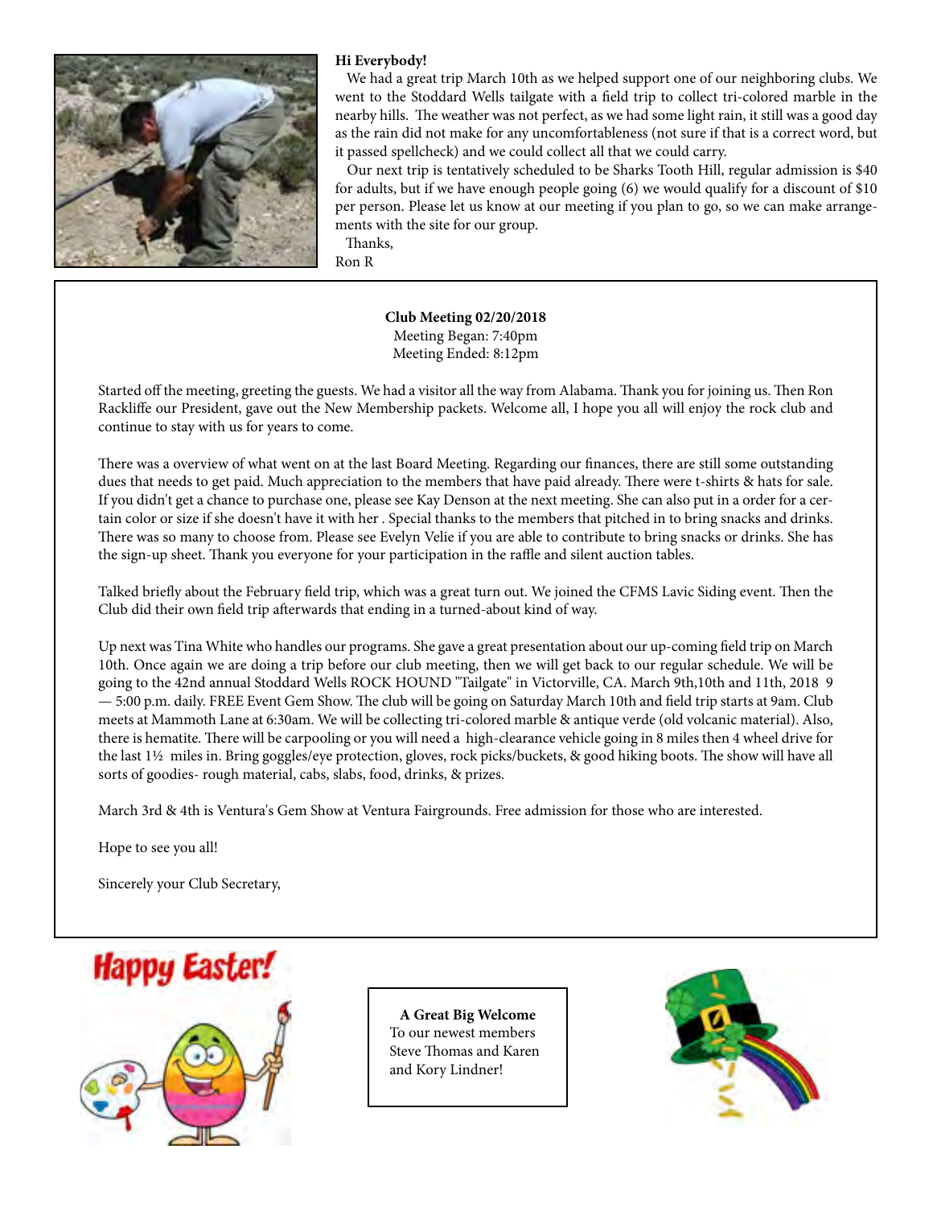**Hi Everybody!**

We had a great trip March 10th as we helped support one of our neighboring clubs. We went to the Stoddard Wells tailgate with a field trip to collect tri-colored marble in the nearby hills. The weather was not perfect, as we had some light rain, it still was a good day as the rain did not make for any uncomfortableness (not sure if that is a correct word, but it passed spellcheck) and we could collect all that we could carry.

Our next trip is tentatively scheduled to be Sharks Tooth Hill, regular admission is $40 for adults, but if we have enough people going (6) we would qualify for a discount of $10 per person. Please let us know at our meeting if you plan to go, so we can make arrangements with the site for our group.

Thanks,
Ron R

**Club Meeting 02/20/2018**
Meeting Began: 7:40pm
Meeting Ended: 8:12pm

Started off the meeting, greeting the guests. We had a visitor all the way from Alabama. Thank you for joining us. Then Ron Rackliffe our President, gave out the New Membership packets. Welcome all, I hope you all will enjoy the rock club and continue to stay with us for years to come.

There was a overview of what went on at the last Board Meeting. Regarding our finances, there are still some outstanding dues that needs to get paid. Much appreciation to the members that have paid already. There were t-shirts & hats for sale. If you didn't get a chance to purchase one, please see Kay Denson at the next meeting. She can also put in a order for a certain color or size if she doesn't have it with her . Special thanks to the members that pitched in to bring snacks and drinks. There was so many to choose from. Please see Evelyn Velie if you are able to contribute to bring snacks or drinks. She has the sign-up sheet. Thank you everyone for your participation in the raffle and silent auction tables.

Talked briefly about the February field trip, which was a great turn out. We joined the CFMS Lavic Siding event. Then the Club did their own field trip afterwards that ending in a turned-about kind of way.

Up next was Tina White who handles our programs. She gave a great presentation about our up-coming field trip on March 10th. Once again we are doing a trip before our club meeting, then we will get back to our regular schedule. We will be going to the 42nd annual Stoddard Wells ROCK HOUND "Tailgate" in Victorville, CA. March 9th,10th and 11th, 2018 9 — 5:00 p.m. daily. FREE Event Gem Show. The club will be going on Saturday March 10th and field trip starts at 9am. Club meets at Mammoth Lane at 6:30am. We will be collecting tri-colored marble & antique verde (old volcanic material). Also, there is hematite. There will be carpooling or you will need a high-clearance vehicle going in 8 miles then 4 wheel drive for the last 1½ miles in. Bring goggles/eye protection, gloves, rock picks/buckets, & good hiking boots. The show will have all sorts of goodies- rough material, cabs, slabs, food, drinks, & prizes.

March 3rd & 4th is Ventura's Gem Show at Ventura Fairgrounds. Free admission for those who are interested.

Hope to see you all!

Sincerely your Club Secretary,

Happy Easter!

**A Great Big Welcome**
To our newest members
Steve Thomas and Karen
and Kory Lindner!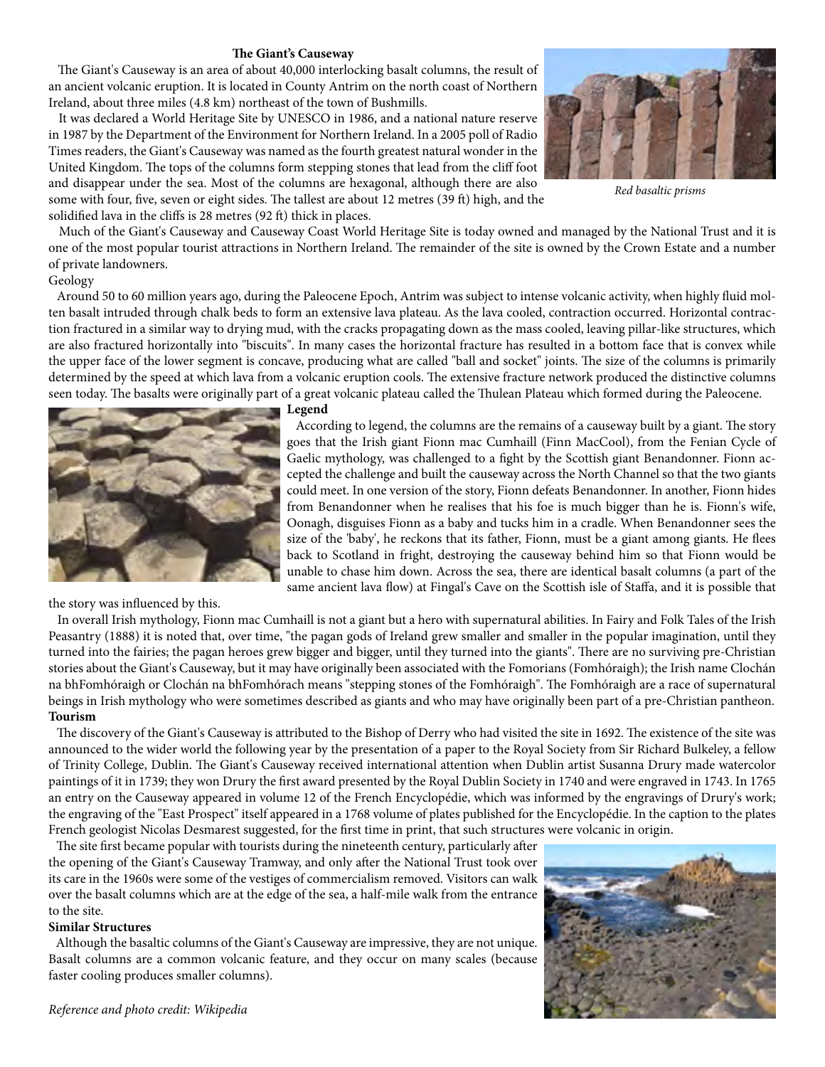## The Giant's Causeway

The Giant's Causeway is an area of about 40,000 interlocking basalt columns, the result of an ancient volcanic eruption. It is located in County Antrim on the north coast of Northern Ireland, about three miles (4.8 km) northeast of the town of Bushmills.

It was declared a World Heritage Site by UNESCO in 1986, and a national nature reserve in 1987 by the Department of the Environment for Northern Ireland. In a 2005 poll of Radio Times readers, the Giant's Causeway was named as the fourth greatest natural wonder in the United Kingdom. The tops of the columns form stepping stones that lead from the cliff foot and disappear under the sea. Most of the columns are hexagonal, although there are also some with four, five, seven or eight sides. The tallest are about 12 metres (39 ft) high, and the solidified lava in the cliffs is 28 metres (92 ft) thick in places.

*Red basaltic prisms*

Much of the Giant's Causeway and Causeway Coast World Heritage Site is today owned and managed by the National Trust and it is one of the most popular tourist attractions in Northern Ireland. The remainder of the site is owned by the Crown Estate and a number of private landowners.

Geology

Around 50 to 60 million years ago, during the Paleocene Epoch, Antrim was subject to intense volcanic activity, when highly fluid molten basalt intruded through chalk beds to form an extensive lava plateau. As the lava cooled, contraction occurred. Horizontal contraction fractured in a similar way to drying mud, with the cracks propagating down as the mass cooled, leaving pillar-like structures, which are also fractured horizontally into "biscuits". In many cases the horizontal fracture has resulted in a bottom face that is convex while the upper face of the lower segment is concave, producing what are called "ball and socket" joints. The size of the columns is primarily determined by the speed at which lava from a volcanic eruption cools. The extensive fracture network produced the distinctive columns seen today. The basalts were originally part of a great volcanic plateau called the Thulean Plateau which formed during the Paleocene.

**Legend**

According to legend, the columns are the remains of a causeway built by a giant. The story goes that the Irish giant Fionn mac Cumhaill (Finn MacCool), from the Fenian Cycle of Gaelic mythology, was challenged to a fight by the Scottish giant Benandonner. Fionn accepted the challenge and built the causeway across the North Channel so that the two giants could meet. In one version of the story, Fionn defeats Benandonner. In another, Fionn hides from Benandonner when he realises that his foe is much bigger than he is. Fionn's wife, Oonagh, disguises Fionn as a baby and tucks him in a cradle. When Benandonner sees the size of the 'baby', he reckons that its father, Fionn, must be a giant among giants. He flees back to Scotland in fright, destroying the causeway behind him so that Fionn would be unable to chase him down. Across the sea, there are identical basalt columns (a part of the same ancient lava flow) at Fingal's Cave on the Scottish isle of Staffa, and it is possible that the story was influenced by this.

In overall Irish mythology, Fionn mac Cumhaill is not a giant but a hero with supernatural abilities. In Fairy and Folk Tales of the Irish Peasantry (1888) it is noted that, over time, "the pagan gods of Ireland grew smaller and smaller in the popular imagination, until they turned into the fairies; the pagan heroes grew bigger and bigger, until they turned into the giants". There are no surviving pre-Christian stories about the Giant's Causeway, but it may have originally been associated with the Fomorians (Fomhóraigh); the Irish name Clochán na bhFomhóraigh or Clochán na bhFomhórach means "stepping stones of the Fomhóraigh". The Fomhóraigh are a race of supernatural beings in Irish mythology who were sometimes described as giants and who may have originally been part of a pre-Christian pantheon.

**Tourism**

The discovery of the Giant's Causeway is attributed to the Bishop of Derry who had visited the site in 1692. The existence of the site was announced to the wider world the following year by the presentation of a paper to the Royal Society from Sir Richard Bulkeley, a fellow of Trinity College, Dublin. The Giant's Causeway received international attention when Dublin artist Susanna Drury made watercolor paintings of it in 1739; they won Drury the first award presented by the Royal Dublin Society in 1740 and were engraved in 1743. In 1765 an entry on the Causeway appeared in volume 12 of the French Encyclopédie, which was informed by the engravings of Drury's work; the engraving of the "East Prospect" itself appeared in a 1768 volume of plates published for the Encyclopédie. In the caption to the plates French geologist Nicolas Desmarest suggested, for the first time in print, that such structures were volcanic in origin.

The site first became popular with tourists during the nineteenth century, particularly after the opening of the Giant's Causeway Tramway, and only after the National Trust took over its care in the 1960s were some of the vestiges of commercialism removed. Visitors can walk over the basalt columns which are at the edge of the sea, a half-mile walk from the entrance to the site.

**Similar Structures**

Although the basaltic columns of the Giant's Causeway are impressive, they are not unique. Basalt columns are a common volcanic feature, and they occur on many scales (because faster cooling produces smaller columns).

*Reference and photo credit: Wikipedia*